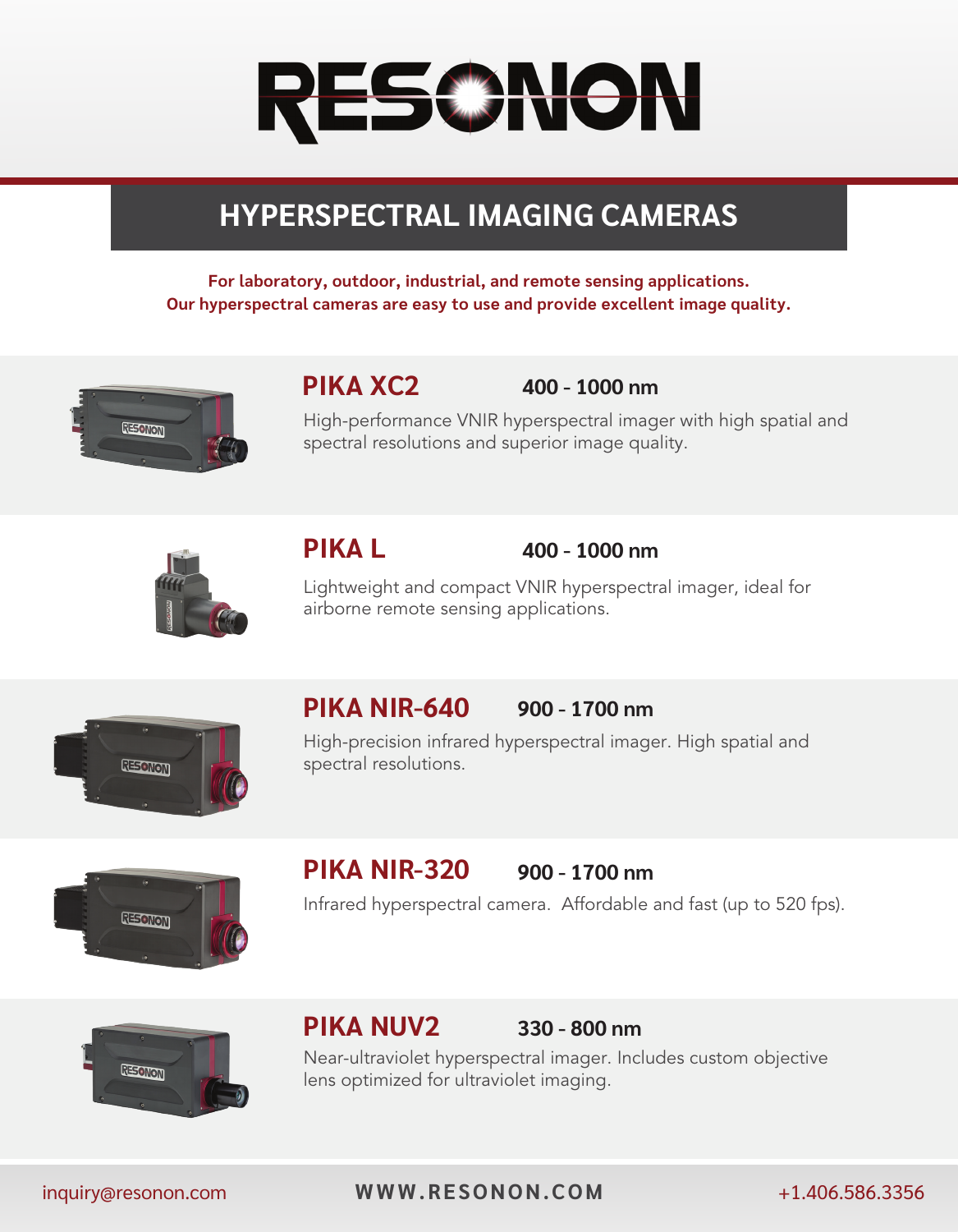# RESONON

## HYPERSPECTRAL IMAGING CAMERAS

**For laboratory, outdoor, industrial, and remote sensing applications.**
**Our hyperspectral cameras are easy to use and provide excellent image quality.**

### PIKA XC2 — 400 - 1000 nm

High-performance VNIR hyperspectral imager with high spatial and spectral resolutions and superior image quality.

### PIKA L — 400 - 1000 nm

Lightweight and compact VNIR hyperspectral imager, ideal for airborne remote sensing applications.

### PIKA NIR-640 — 900 - 1700 nm

High-precision infrared hyperspectral imager. High spatial and spectral resolutions.

### PIKA NIR-320 — 900 - 1700 nm

Infrared hyperspectral camera. Affordable and fast (up to 520 fps).

### PIKA NUV2 — 330 - 800 nm

Near-ultraviolet hyperspectral imager. Includes custom objective lens optimized for ultraviolet imaging.

inquiry@resonon.com WWW.RESONON.COM +1.406.586.3356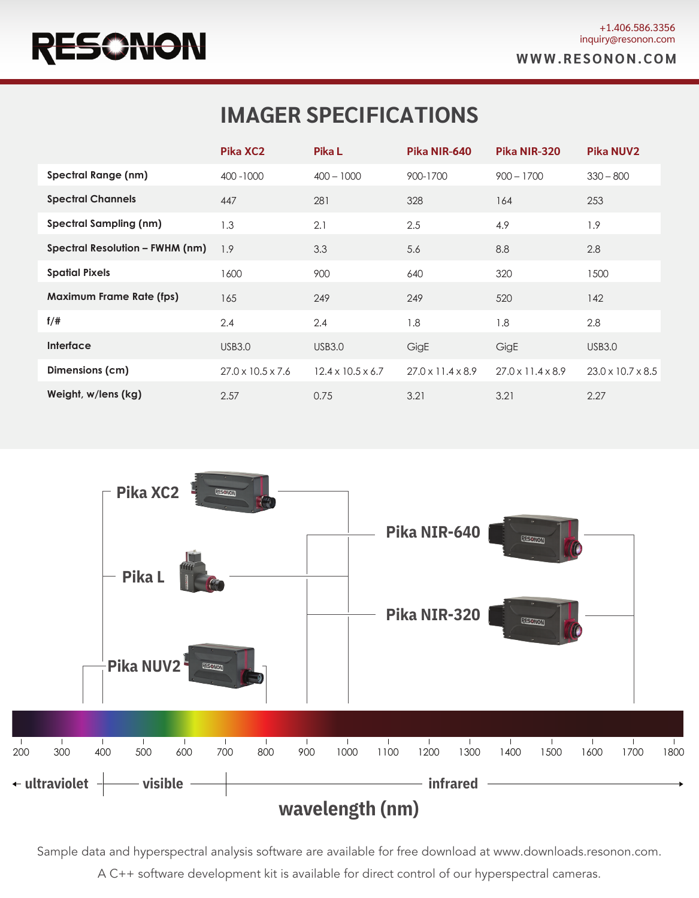# IMAGER SPECIFICATIONS

| | Pika XC2 | Pika L | Pika NIR-640 | Pika NIR-320 | Pika NUV2 |
|---|---|---|---|---|---|
| **Spectral Range (nm)** | 400 -1000 | 400 – 1000 | 900-1700 | 900 – 1700 | 330 – 800 |
| **Spectral Channels** | 447 | 281 | 328 | 164 | 253 |
| **Spectral Sampling (nm)** | 1.3 | 2.1 | 2.5 | 4.9 | 1.9 |
| **Spectral Resolution – FWHM (nm)** | 1.9 | 3.3 | 5.6 | 8.8 | 2.8 |
| **Spatial Pixels** | 1600 | 900 | 640 | 320 | 1500 |
| **Maximum Frame Rate (fps)** | 165 | 249 | 249 | 520 | 142 |
| **f/#** | 2.4 | 2.4 | 1.8 | 1.8 | 2.8 |
| **Interface** | USB3.0 | USB3.0 | GigE | GigE | USB3.0 |
| **Dimensions (cm)** | 27.0 x 10.5 x 7.6 | 12.4 x 10.5 x 6.7 | 27.0 x 11.4 x 8.9 | 27.0 x 11.4 x 8.9 | 23.0 x 10.7 x 8.5 |
| **Weight, w/lens (kg)** | 2.57 | 0.75 | 3.21 | 3.21 | 2.27 |

Pika XC2

Pika L

Pika NUV2

Pika NIR-640

Pika NIR-320

200 300 400 500 600 700 800 900 1000 1100 1200 1300 1400 1500 1600 1700 1800

ultraviolet | visible | infrared

wavelength (nm)

Sample data and hyperspectral analysis software are available for free download at www.downloads.resonon.com.

A C++ software development kit is available for direct control of our hyperspectral cameras.